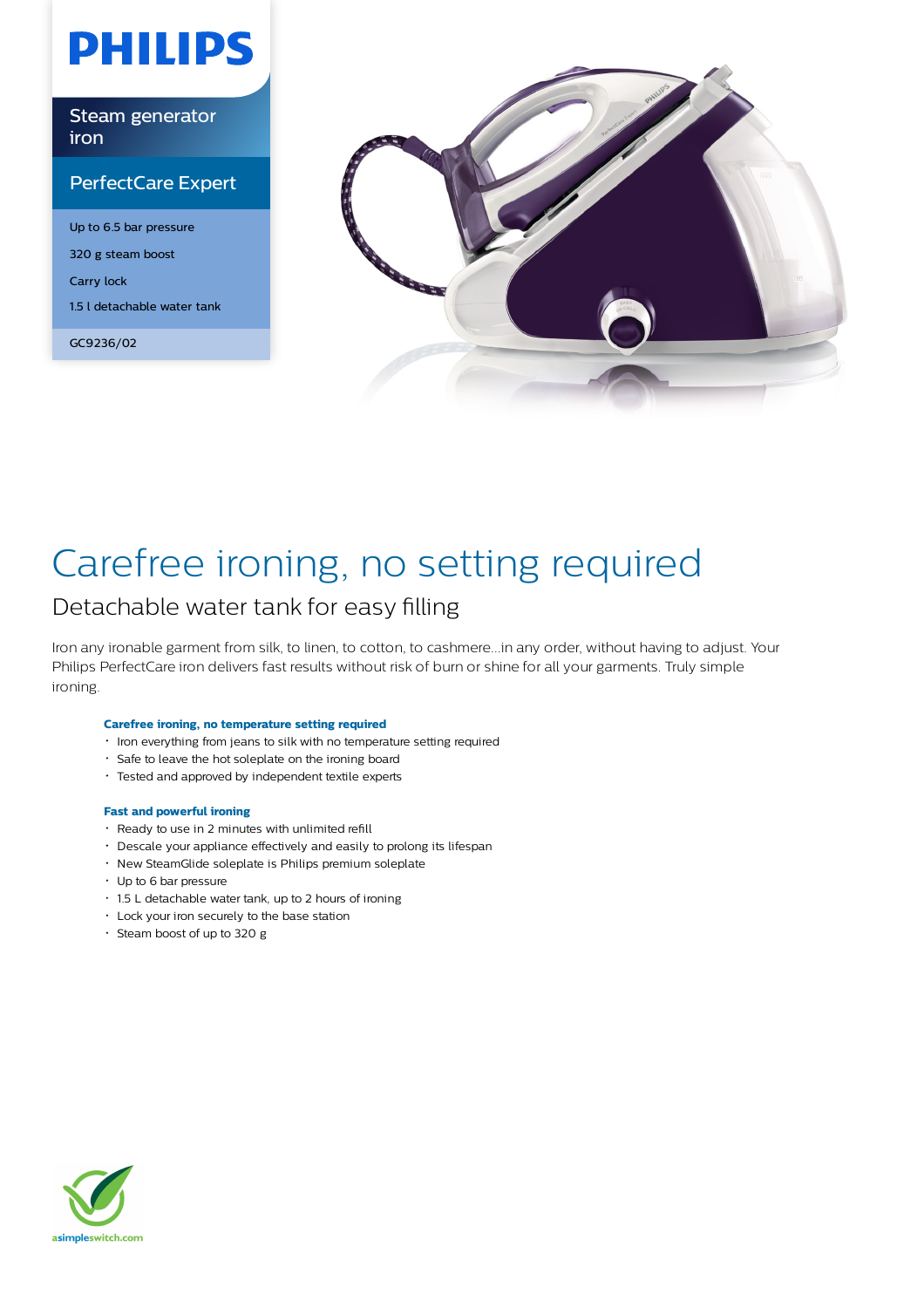PHILIPS

Steam generator iron

PerfectCare Expert

- Up to 6.5 bar pressure
- 320 g steam boost
- Carry lock
- 1.5 l detachable water tank

GC9236/02

# Carefree ironing, no setting required

## Detachable water tank for easy filling

Iron any ironable garment from silk, to linen, to cotton, to cashmere...in any order, without having to adjust. Your Philips PerfectCare iron delivers fast results without risk of burn or shine for all your garments. Truly simple ironing.

**Carefree ironing, no temperature setting required**

- Iron everything from jeans to silk with no temperature setting required
- Safe to leave the hot soleplate on the ironing board
- Tested and approved by independent textile experts

**Fast and powerful ironing**

- Ready to use in 2 minutes with unlimited refill
- Descale your appliance effectively and easily to prolong its lifespan
- New SteamGlide soleplate is Philips premium soleplate
- Up to 6 bar pressure
- 1.5 L detachable water tank, up to 2 hours of ironing
- Lock your iron securely to the base station
- Steam boost of up to 320 g

asimpleswitch.com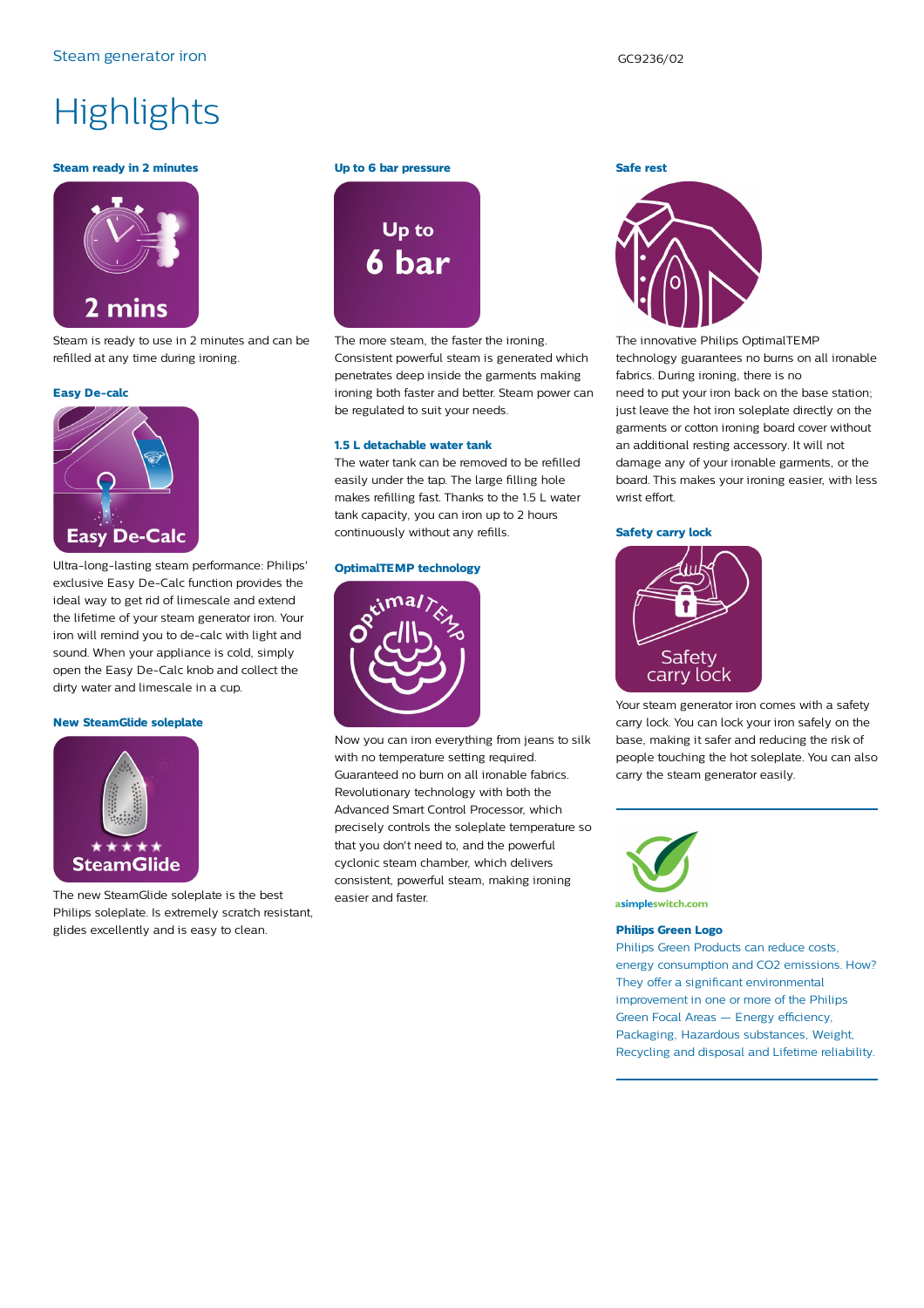# Highlights

### Steam ready in 2 minutes

Steam is ready to use in 2 minutes and can be refilled at any time during ironing.

### Easy De-calc

Ultra-long-lasting steam performance: Philips' exclusive Easy De-Calc function provides the ideal way to get rid of limescale and extend the lifetime of your steam generator iron. Your iron will remind you to de-calc with light and sound. When your appliance is cold, simply open the Easy De-Calc knob and collect the dirty water and limescale in a cup.

### New SteamGlide soleplate

The new SteamGlide soleplate is the best Philips soleplate. Is extremely scratch resistant, glides excellently and is easy to clean.

### Up to 6 bar pressure

The more steam, the faster the ironing. Consistent powerful steam is generated which penetrates deep inside the garments making ironing both faster and better. Steam power can be regulated to suit your needs.

### 1.5 L detachable water tank

The water tank can be removed to be refilled easily under the tap. The large filling hole makes refilling fast. Thanks to the 1.5 L water tank capacity, you can iron up to 2 hours continuously without any refills.

### OptimalTEMP technology

Now you can iron everything from jeans to silk with no temperature setting required. Guaranteed no burn on all ironable fabrics. Revolutionary technology with both the Advanced Smart Control Processor, which precisely controls the soleplate temperature so that you don't need to, and the powerful cyclonic steam chamber, which delivers consistent, powerful steam, making ironing easier and faster.

### Safe rest

The innovative Philips OptimalTEMP technology guarantees no burns on all ironable fabrics. During ironing, there is no need to put your iron back on the base station; just leave the hot iron soleplate directly on the garments or cotton ironing board cover without an additional resting accessory. It will not damage any of your ironable garments, or the board. This makes your ironing easier, with less wrist effort.

### Safety carry lock

Your steam generator iron comes with a safety carry lock. You can lock your iron safely on the base, making it safer and reducing the risk of people touching the hot soleplate. You can also carry the steam generator easily.

---

### Philips Green Logo

Philips Green Products can reduce costs, energy consumption and CO2 emissions. How? They offer a significant environmental improvement in one or more of the Philips Green Focal Areas — Energy efficiency, Packaging, Hazardous substances, Weight, Recycling and disposal and Lifetime reliability.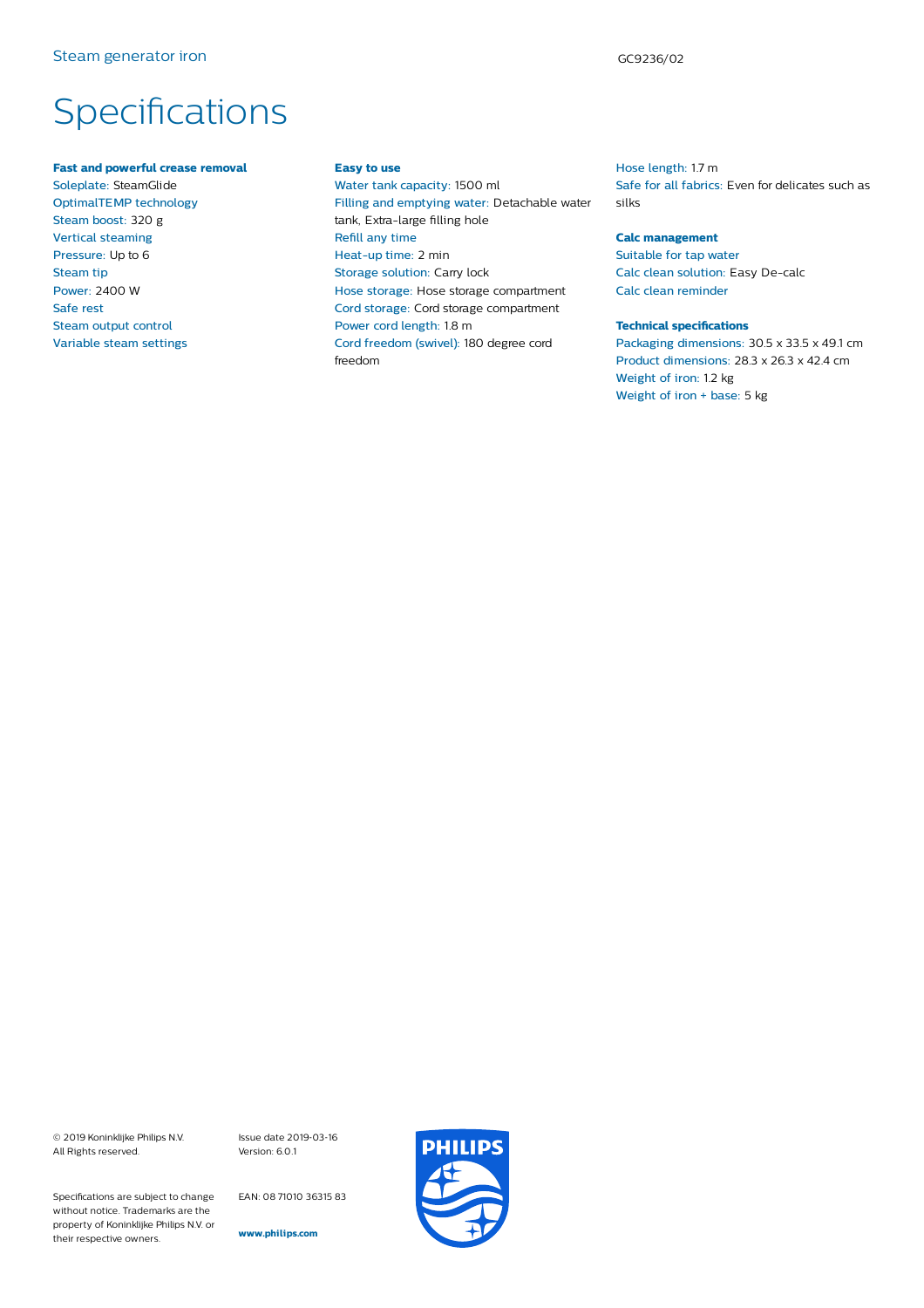# Specifications

### Fast and powerful crease removal

- Soleplate: SteamGlide
- OptimalTEMP technology
- Steam boost: 320 g
- Vertical steaming
- Pressure: Up to 6
- Steam tip
- Power: 2400 W
- Safe rest
- Steam output control
- Variable steam settings

### Easy to use

- Water tank capacity: 1500 ml
- Filling and emptying water: Detachable water tank, Extra-large filling hole
- Refill any time
- Heat-up time: 2 min
- Storage solution: Carry lock
- Hose storage: Hose storage compartment
- Cord storage: Cord storage compartment
- Power cord length: 1.8 m
- Cord freedom (swivel): 180 degree cord freedom
- Hose length: 1.7 m
- Safe for all fabrics: Even for delicates such as silks

### Calc management

- Suitable for tap water
- Calc clean solution: Easy De-calc
- Calc clean reminder

### Technical specifications

- Packaging dimensions: 30.5 x 33.5 x 49.1 cm
- Product dimensions: 28.3 x 26.3 x 42.4 cm
- Weight of iron: 1.2 kg
- Weight of iron + base: 5 kg

© 2019 Koninklijke Philips N.V.
All Rights reserved.

Specifications are subject to change without notice. Trademarks are the property of Koninklijke Philips N.V. or their respective owners.

Issue date 2019-03-16
Version: 6.0.1

EAN: 08 71010 36315 83

www.philips.com